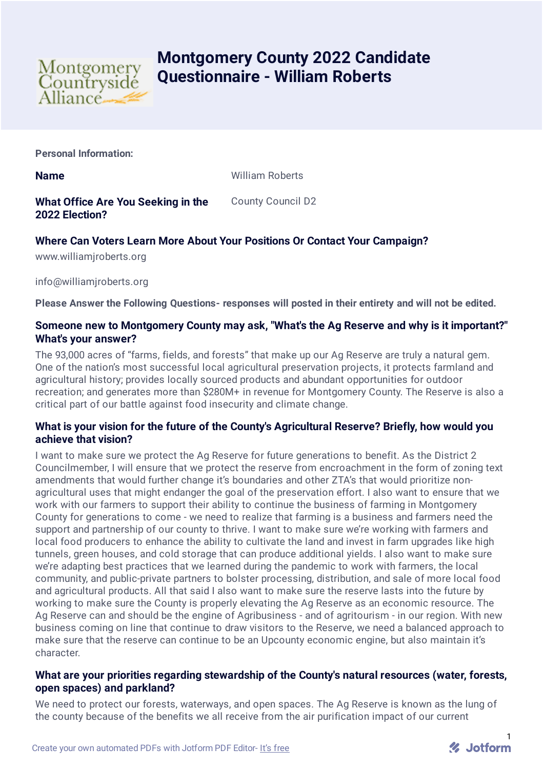# Montgomery County 2022 Candidate Questionnaire - William Roberts

**Personal Information:**

| | |
|---|---|
| **Name** | William Roberts |
| **What Office Are You Seeking in the 2022 Election?** | County Council D2 |

**Where Can Voters Learn More About Your Positions Or Contact Your Campaign?**

www.williamjroberts.org

info@williamjroberts.org

**Please Answer the Following Questions- responses will posted in their entirety and will not be edited.**

### Someone new to Montgomery County may ask, "What's the Ag Reserve and why is it important?" What's your answer?

The 93,000 acres of "farms, fields, and forests" that make up our Ag Reserve are truly a natural gem. One of the nation's most successful local agricultural preservation projects, it protects farmland and agricultural history; provides locally sourced products and abundant opportunities for outdoor recreation; and generates more than $280M+ in revenue for Montgomery County. The Reserve is also a critical part of our battle against food insecurity and climate change.

### What is your vision for the future of the County's Agricultural Reserve? Briefly, how would you achieve that vision?

I want to make sure we protect the Ag Reserve for future generations to benefit. As the District 2 Councilmember, I will ensure that we protect the reserve from encroachment in the form of zoning text amendments that would further change it's boundaries and other ZTA's that would prioritize non-agricultural uses that might endanger the goal of the preservation effort. I also want to ensure that we work with our farmers to support their ability to continue the business of farming in Montgomery County for generations to come - we need to realize that farming is a business and farmers need the support and partnership of our county to thrive. I want to make sure we're working with farmers and local food producers to enhance the ability to cultivate the land and invest in farm upgrades like high tunnels, green houses, and cold storage that can produce additional yields. I also want to make sure we're adapting best practices that we learned during the pandemic to work with farmers, the local community, and public-private partners to bolster processing, distribution, and sale of more local food and agricultural products. All that said I also want to make sure the reserve lasts into the future by working to make sure the County is properly elevating the Ag Reserve as an economic resource. The Ag Reserve can and should be the engine of Agribusiness - and of agritourism - in our region. With new business coming on line that continue to draw visitors to the Reserve, we need a balanced approach to make sure that the reserve can continue to be an Upcounty economic engine, but also maintain it's character.

### What are your priorities regarding stewardship of the County's natural resources (water, forests, open spaces) and parkland?

We need to protect our forests, waterways, and open spaces. The Ag Reserve is known as the lung of the county because of the benefits we all receive from the air purification impact of our current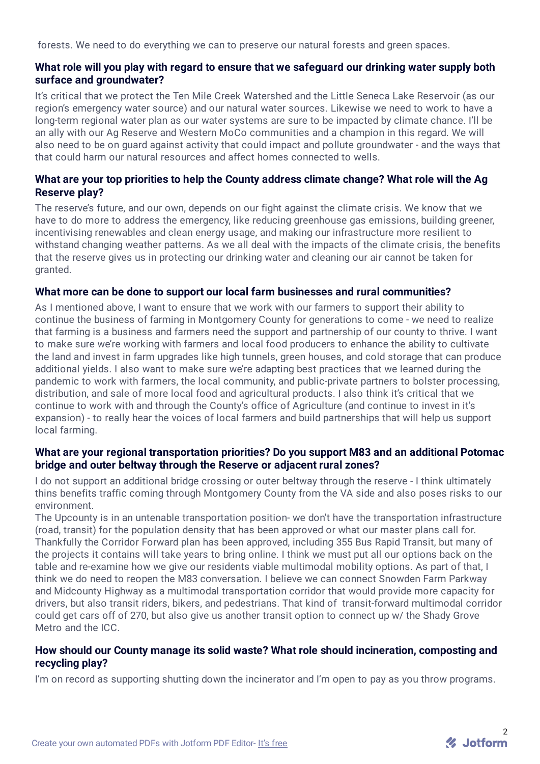forests. We need to do everything we can to preserve our natural forests and green spaces.

**What role will you play with regard to ensure that we safeguard our drinking water supply both surface and groundwater?**

It's critical that we protect the Ten Mile Creek Watershed and the Little Seneca Lake Reservoir (as our region's emergency water source) and our natural water sources. Likewise we need to work to have a long-term regional water plan as our water systems are sure to be impacted by climate chance. I'll be an ally with our Ag Reserve and Western MoCo communities and a champion in this regard. We will also need to be on guard against activity that could impact and pollute groundwater - and the ways that that could harm our natural resources and affect homes connected to wells.

**What are your top priorities to help the County address climate change? What role will the Ag Reserve play?**

The reserve's future, and our own, depends on our fight against the climate crisis. We know that we have to do more to address the emergency, like reducing greenhouse gas emissions, building greener, incentivising renewables and clean energy usage, and making our infrastructure more resilient to withstand changing weather patterns. As we all deal with the impacts of the climate crisis, the benefits that the reserve gives us in protecting our drinking water and cleaning our air cannot be taken for granted.

**What more can be done to support our local farm businesses and rural communities?**

As I mentioned above, I want to ensure that we work with our farmers to support their ability to continue the business of farming in Montgomery County for generations to come - we need to realize that farming is a business and farmers need the support and partnership of our county to thrive. I want to make sure we're working with farmers and local food producers to enhance the ability to cultivate the land and invest in farm upgrades like high tunnels, green houses, and cold storage that can produce additional yields. I also want to make sure we're adapting best practices that we learned during the pandemic to work with farmers, the local community, and public-private partners to bolster processing, distribution, and sale of more local food and agricultural products. I also think it's critical that we continue to work with and through the County's office of Agriculture (and continue to invest in it's expansion) - to really hear the voices of local farmers and build partnerships that will help us support local farming.

**What are your regional transportation priorities? Do you support M83 and an additional Potomac bridge and outer beltway through the Reserve or adjacent rural zones?**

I do not support an additional bridge crossing or outer beltway through the reserve - I think ultimately thins benefits traffic coming through Montgomery County from the VA side and also poses risks to our environment.

The Upcounty is in an untenable transportation position- we don't have the transportation infrastructure (road, transit) for the population density that has been approved or what our master plans call for. Thankfully the Corridor Forward plan has been approved, including 355 Bus Rapid Transit, but many of the projects it contains will take years to bring online. I think we must put all our options back on the table and re-examine how we give our residents viable multimodal mobility options. As part of that, I think we do need to reopen the M83 conversation. I believe we can connect Snowden Farm Parkway and Midcounty Highway as a multimodal transportation corridor that would provide more capacity for drivers, but also transit riders, bikers, and pedestrians. That kind of transit-forward multimodal corridor could get cars off of 270, but also give us another transit option to connect up w/ the Shady Grove Metro and the ICC.

**How should our County manage its solid waste? What role should incineration, composting and recycling play?**

I'm on record as supporting shutting down the incinerator and I'm open to pay as you throw programs.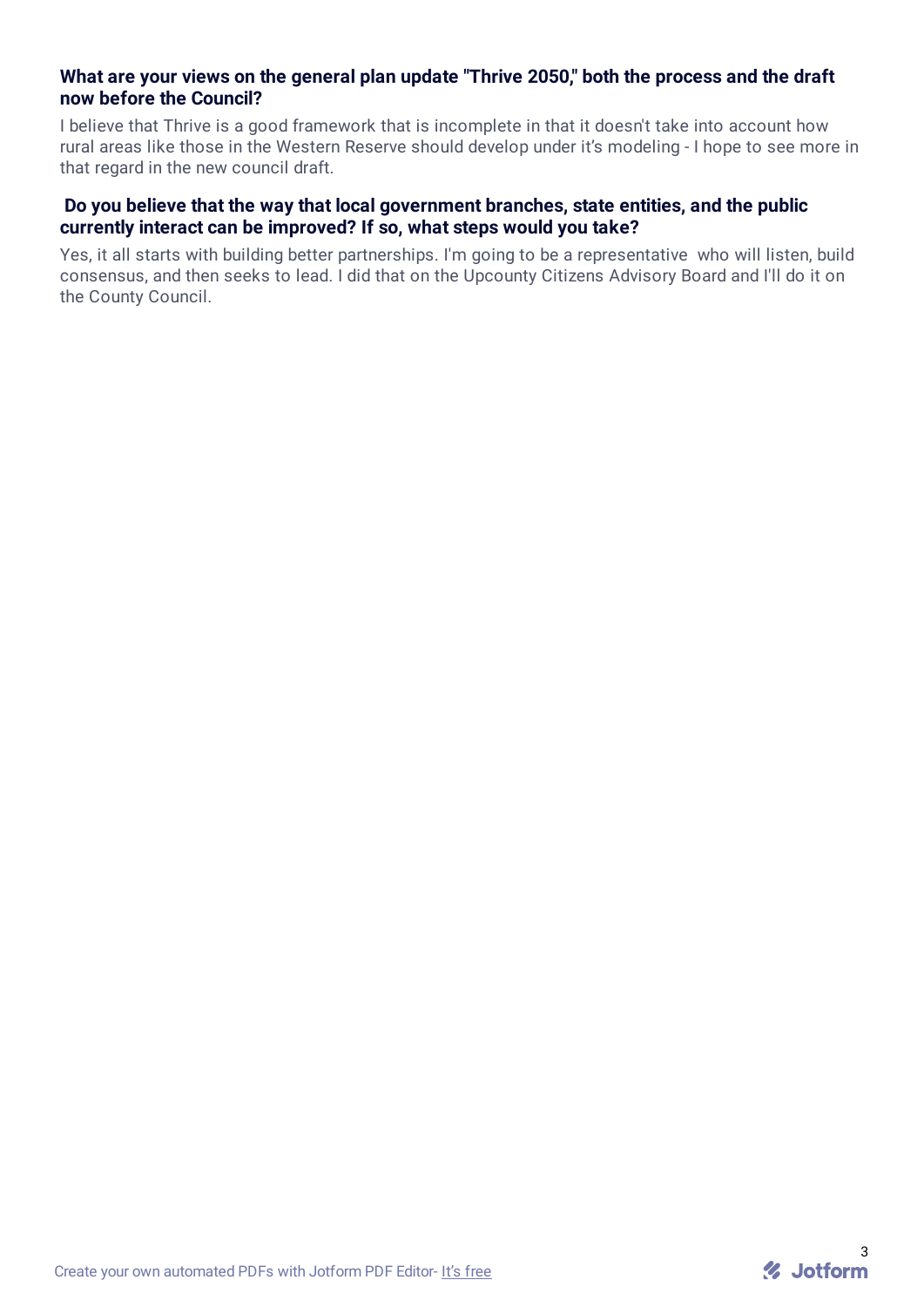**What are your views on the general plan update "Thrive 2050," both the process and the draft now before the Council?**

I believe that Thrive is a good framework that is incomplete in that it doesn't take into account how rural areas like those in the Western Reserve should develop under it's modeling - I hope to see more in that regard in the new council draft.

**Do you believe that the way that local government branches, state entities, and the public currently interact can be improved? If so, what steps would you take?**

Yes, it all starts with building better partnerships. I'm going to be a representative who will listen, build consensus, and then seeks to lead. I did that on the Upcounty Citizens Advisory Board and I'll do it on the County Council.